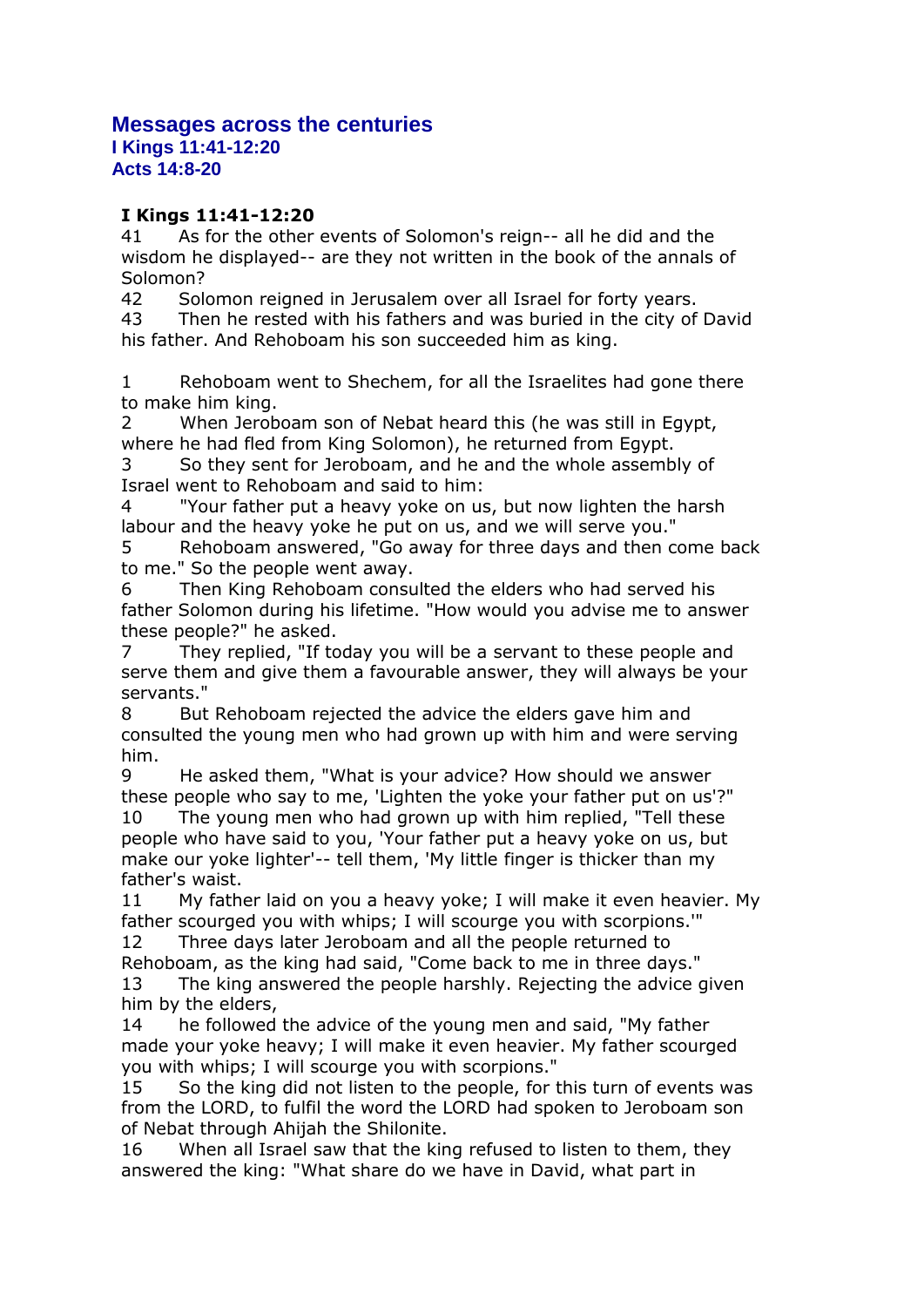# Messages across the centuries

**I Kings 11:41-12:20**
**Acts 14:8-20**

**I Kings 11:41-12:20**

41 As for the other events of Solomon's reign-- all he did and the wisdom he displayed-- are they not written in the book of the annals of Solomon?
42 Solomon reigned in Jerusalem over all Israel for forty years.
43 Then he rested with his fathers and was buried in the city of David his father. And Rehoboam his son succeeded him as king.

1 Rehoboam went to Shechem, for all the Israelites had gone there to make him king.
2 When Jeroboam son of Nebat heard this (he was still in Egypt, where he had fled from King Solomon), he returned from Egypt.
3 So they sent for Jeroboam, and he and the whole assembly of Israel went to Rehoboam and said to him:
4 "Your father put a heavy yoke on us, but now lighten the harsh labour and the heavy yoke he put on us, and we will serve you."
5 Rehoboam answered, "Go away for three days and then come back to me." So the people went away.
6 Then King Rehoboam consulted the elders who had served his father Solomon during his lifetime. "How would you advise me to answer these people?" he asked.
7 They replied, "If today you will be a servant to these people and serve them and give them a favourable answer, they will always be your servants."
8 But Rehoboam rejected the advice the elders gave him and consulted the young men who had grown up with him and were serving him.
9 He asked them, "What is your advice? How should we answer these people who say to me, 'Lighten the yoke your father put on us'?"
10 The young men who had grown up with him replied, "Tell these people who have said to you, 'Your father put a heavy yoke on us, but make our yoke lighter'-- tell them, 'My little finger is thicker than my father's waist.
11 My father laid on you a heavy yoke; I will make it even heavier. My father scourged you with whips; I will scourge you with scorpions.'"
12 Three days later Jeroboam and all the people returned to Rehoboam, as the king had said, "Come back to me in three days."
13 The king answered the people harshly. Rejecting the advice given him by the elders,
14 he followed the advice of the young men and said, "My father made your yoke heavy; I will make it even heavier. My father scourged you with whips; I will scourge you with scorpions."
15 So the king did not listen to the people, for this turn of events was from the LORD, to fulfil the word the LORD had spoken to Jeroboam son of Nebat through Ahijah the Shilonite.
16 When all Israel saw that the king refused to listen to them, they answered the king: "What share do we have in David, what part in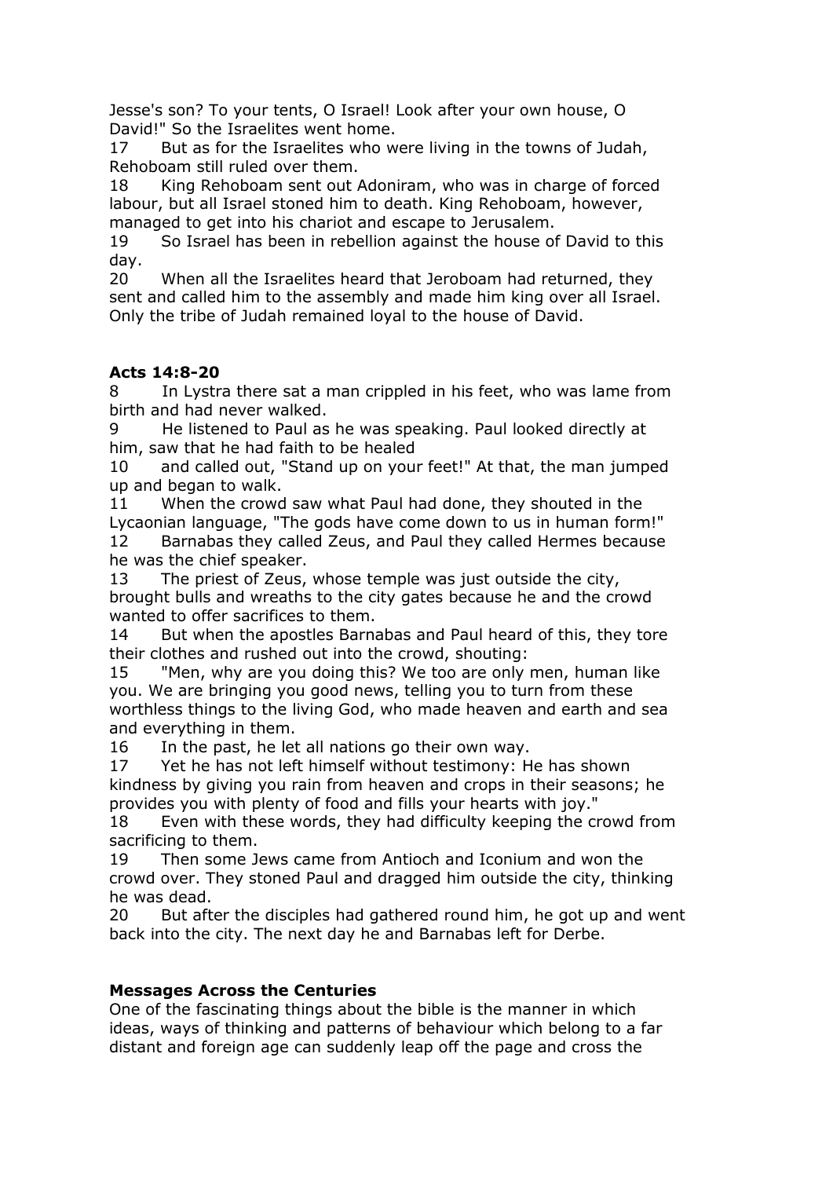Jesse's son? To your tents, O Israel! Look after your own house, O David!" So the Israelites went home.

17 But as for the Israelites who were living in the towns of Judah, Rehoboam still ruled over them.

18 King Rehoboam sent out Adoniram, who was in charge of forced labour, but all Israel stoned him to death. King Rehoboam, however, managed to get into his chariot and escape to Jerusalem.

19 So Israel has been in rebellion against the house of David to this day.

20 When all the Israelites heard that Jeroboam had returned, they sent and called him to the assembly and made him king over all Israel. Only the tribe of Judah remained loyal to the house of David.

**Acts 14:8-20**

8 In Lystra there sat a man crippled in his feet, who was lame from birth and had never walked.

9 He listened to Paul as he was speaking. Paul looked directly at him, saw that he had faith to be healed

10 and called out, "Stand up on your feet!" At that, the man jumped up and began to walk.

11 When the crowd saw what Paul had done, they shouted in the Lycaonian language, "The gods have come down to us in human form!"

12 Barnabas they called Zeus, and Paul they called Hermes because he was the chief speaker.

13 The priest of Zeus, whose temple was just outside the city, brought bulls and wreaths to the city gates because he and the crowd wanted to offer sacrifices to them.

14 But when the apostles Barnabas and Paul heard of this, they tore their clothes and rushed out into the crowd, shouting:

15 "Men, why are you doing this? We too are only men, human like you. We are bringing you good news, telling you to turn from these worthless things to the living God, who made heaven and earth and sea and everything in them.

16 In the past, he let all nations go their own way.

17 Yet he has not left himself without testimony: He has shown kindness by giving you rain from heaven and crops in their seasons; he provides you with plenty of food and fills your hearts with joy."

18 Even with these words, they had difficulty keeping the crowd from sacrificing to them.

19 Then some Jews came from Antioch and Iconium and won the crowd over. They stoned Paul and dragged him outside the city, thinking he was dead.

20 But after the disciples had gathered round him, he got up and went back into the city. The next day he and Barnabas left for Derbe.

**Messages Across the Centuries**

One of the fascinating things about the bible is the manner in which ideas, ways of thinking and patterns of behaviour which belong to a far distant and foreign age can suddenly leap off the page and cross the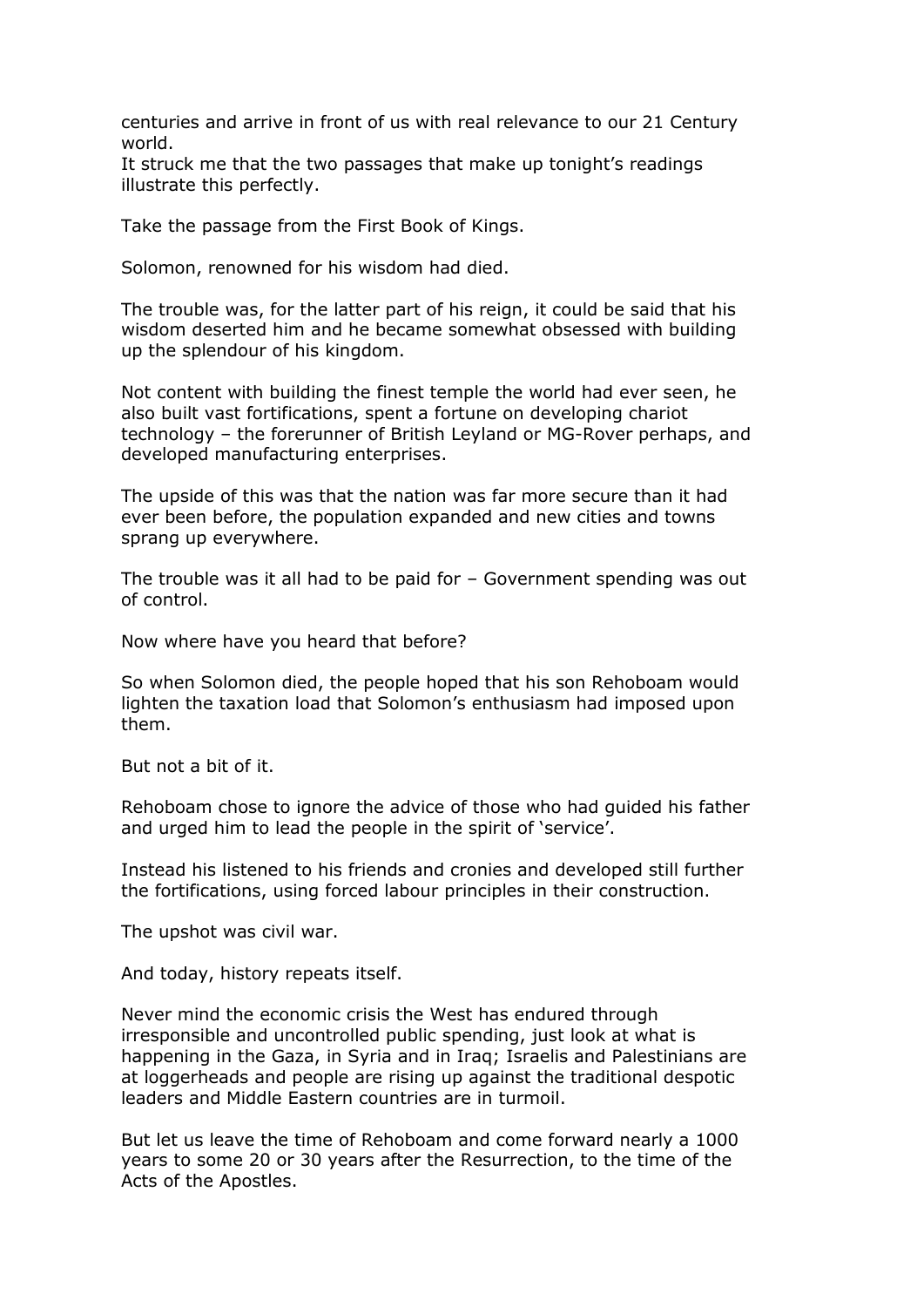centuries and arrive in front of us with real relevance to our 21 Century world.
It struck me that the two passages that make up tonight's readings illustrate this perfectly.

Take the passage from the First Book of Kings.

Solomon, renowned for his wisdom had died.

The trouble was, for the latter part of his reign, it could be said that his wisdom deserted him and he became somewhat obsessed with building up the splendour of his kingdom.

Not content with building the finest temple the world had ever seen, he also built vast fortifications, spent a fortune on developing chariot technology – the forerunner of British Leyland or MG-Rover perhaps, and developed manufacturing enterprises.

The upside of this was that the nation was far more secure than it had ever been before, the population expanded and new cities and towns sprang up everywhere.

The trouble was it all had to be paid for – Government spending was out of control.

Now where have you heard that before?

So when Solomon died, the people hoped that his son Rehoboam would lighten the taxation load that Solomon's enthusiasm had imposed upon them.

But not a bit of it.

Rehoboam chose to ignore the advice of those who had guided his father and urged him to lead the people in the spirit of 'service'.

Instead his listened to his friends and cronies and developed still further the fortifications, using forced labour principles in their construction.

The upshot was civil war.

And today, history repeats itself.

Never mind the economic crisis the West has endured through irresponsible and uncontrolled public spending, just look at what is happening in the Gaza, in Syria and in Iraq; Israelis and Palestinians are at loggerheads and people are rising up against the traditional despotic leaders and Middle Eastern countries are in turmoil.

But let us leave the time of Rehoboam and come forward nearly a 1000 years to some 20 or 30 years after the Resurrection, to the time of the Acts of the Apostles.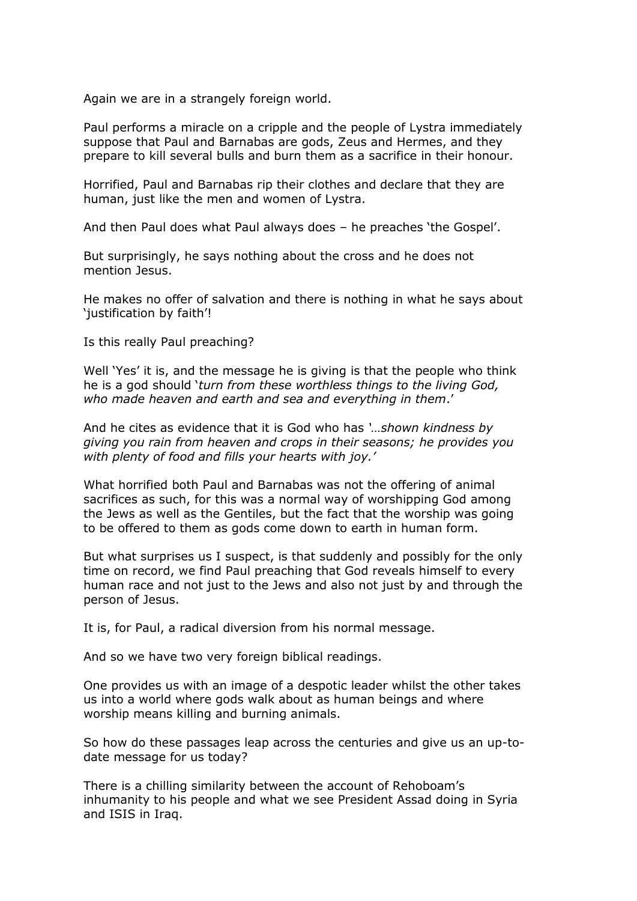Again we are in a strangely foreign world.

Paul performs a miracle on a cripple and the people of Lystra immediately suppose that Paul and Barnabas are gods, Zeus and Hermes, and they prepare to kill several bulls and burn them as a sacrifice in their honour.

Horrified, Paul and Barnabas rip their clothes and declare that they are human, just like the men and women of Lystra.

And then Paul does what Paul always does – he preaches 'the Gospel'.

But surprisingly, he says nothing about the cross and he does not mention Jesus.

He makes no offer of salvation and there is nothing in what he says about 'justification by faith'!

Is this really Paul preaching?

Well 'Yes' it is, and the message he is giving is that the people who think he is a god should '*turn from these worthless things to the living God, who made heaven and earth and sea and everything in them*.'

And he cites as evidence that it is God who has *'…shown kindness by giving you rain from heaven and crops in their seasons; he provides you with plenty of food and fills your hearts with joy.'*

What horrified both Paul and Barnabas was not the offering of animal sacrifices as such, for this was a normal way of worshipping God among the Jews as well as the Gentiles, but the fact that the worship was going to be offered to them as gods come down to earth in human form.

But what surprises us I suspect, is that suddenly and possibly for the only time on record, we find Paul preaching that God reveals himself to every human race and not just to the Jews and also not just by and through the person of Jesus.

It is, for Paul, a radical diversion from his normal message.

And so we have two very foreign biblical readings.

One provides us with an image of a despotic leader whilst the other takes us into a world where gods walk about as human beings and where worship means killing and burning animals.

So how do these passages leap across the centuries and give us an up-to-date message for us today?

There is a chilling similarity between the account of Rehoboam's inhumanity to his people and what we see President Assad doing in Syria and ISIS in Iraq.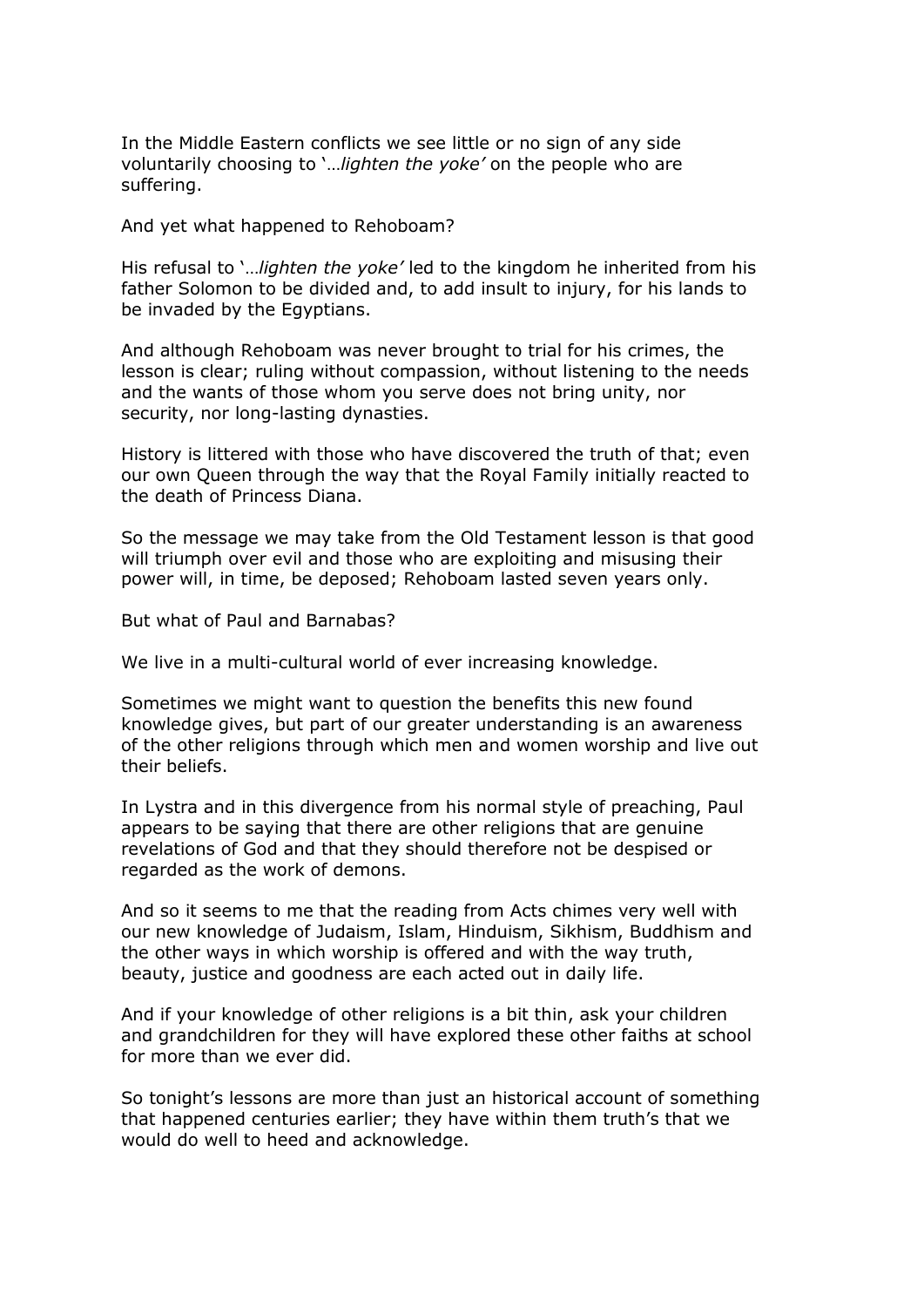In the Middle Eastern conflicts we see little or no sign of any side voluntarily choosing to '…*lighten the yoke'* on the people who are suffering.

And yet what happened to Rehoboam?

His refusal to '…*lighten the yoke'* led to the kingdom he inherited from his father Solomon to be divided and, to add insult to injury, for his lands to be invaded by the Egyptians.

And although Rehoboam was never brought to trial for his crimes, the lesson is clear; ruling without compassion, without listening to the needs and the wants of those whom you serve does not bring unity, nor security, nor long-lasting dynasties.

History is littered with those who have discovered the truth of that; even our own Queen through the way that the Royal Family initially reacted to the death of Princess Diana.

So the message we may take from the Old Testament lesson is that good will triumph over evil and those who are exploiting and misusing their power will, in time, be deposed; Rehoboam lasted seven years only.

But what of Paul and Barnabas?

We live in a multi-cultural world of ever increasing knowledge.

Sometimes we might want to question the benefits this new found knowledge gives, but part of our greater understanding is an awareness of the other religions through which men and women worship and live out their beliefs.

In Lystra and in this divergence from his normal style of preaching, Paul appears to be saying that there are other religions that are genuine revelations of God and that they should therefore not be despised or regarded as the work of demons.

And so it seems to me that the reading from Acts chimes very well with our new knowledge of Judaism, Islam, Hinduism, Sikhism, Buddhism and the other ways in which worship is offered and with the way truth, beauty, justice and goodness are each acted out in daily life.

And if your knowledge of other religions is a bit thin, ask your children and grandchildren for they will have explored these other faiths at school for more than we ever did.

So tonight's lessons are more than just an historical account of something that happened centuries earlier; they have within them truth's that we would do well to heed and acknowledge.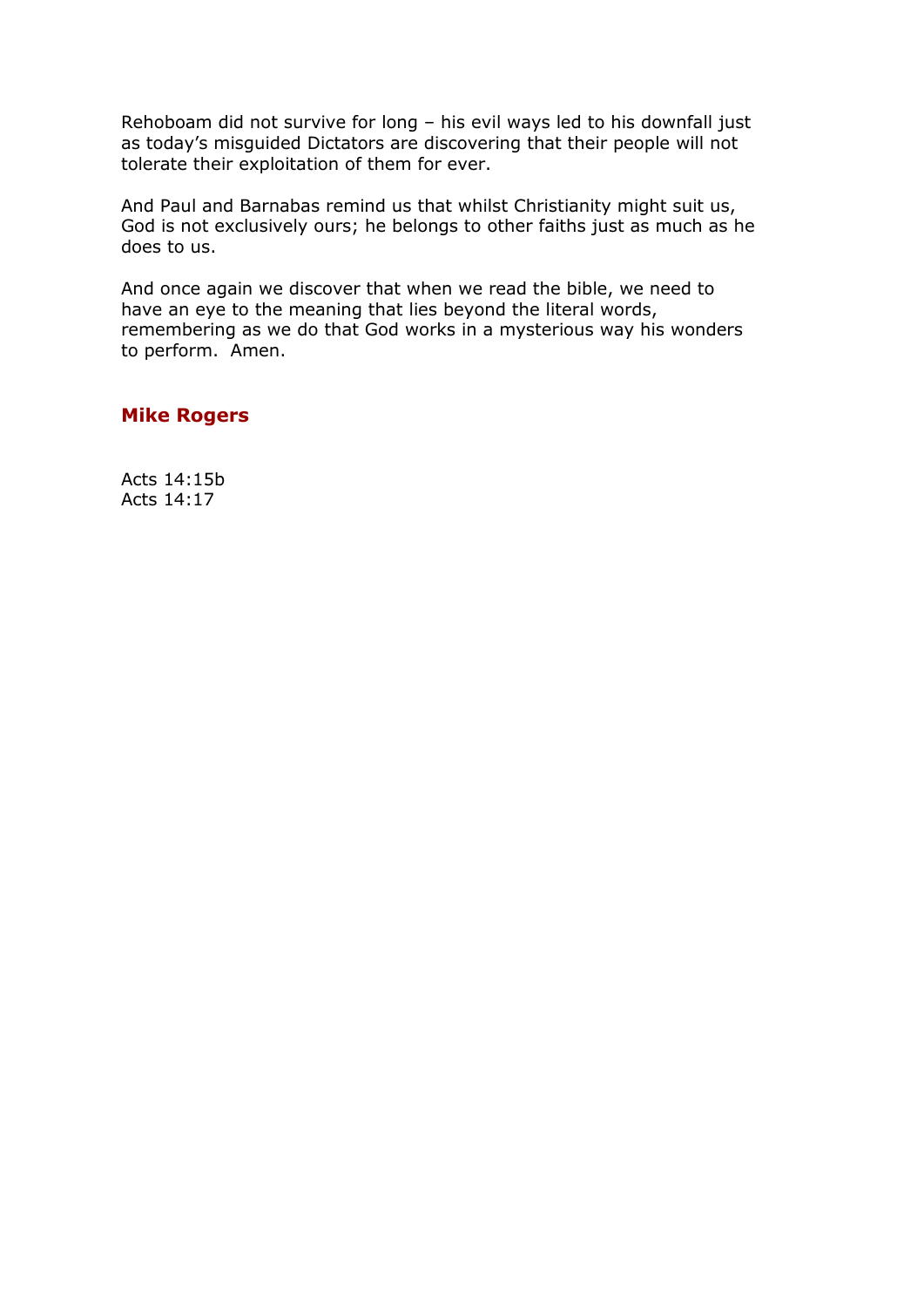Rehoboam did not survive for long – his evil ways led to his downfall just as today's misguided Dictators are discovering that their people will not tolerate their exploitation of them for ever.

And Paul and Barnabas remind us that whilst Christianity might suit us, God is not exclusively ours; he belongs to other faiths just as much as he does to us.

And once again we discover that when we read the bible, we need to have an eye to the meaning that lies beyond the literal words, remembering as we do that God works in a mysterious way his wonders to perform.  Amen.

**Mike Rogers**

Acts 14:15b
Acts 14:17